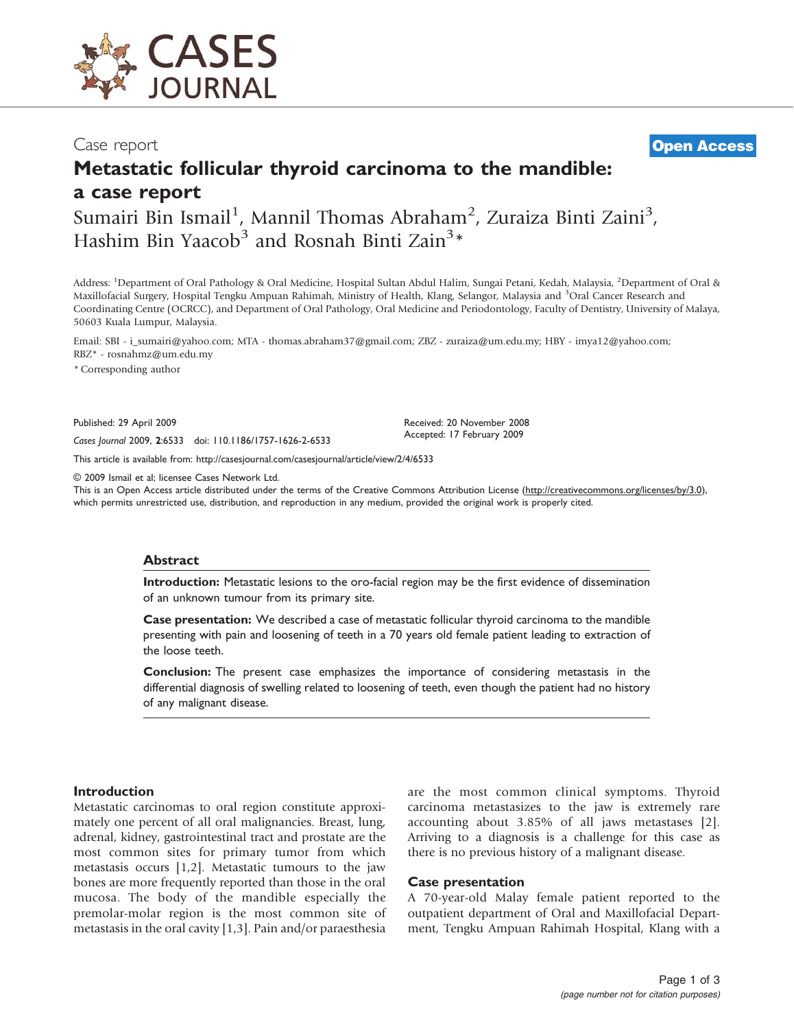Case report

**Open Access**

# Metastatic follicular thyroid carcinoma to the mandible: a case report

Sumairi Bin Ismail[1], Mannil Thomas Abraham[2], Zuraiza Binti Zaini[3], Hashim Bin Yaacob[3] and Rosnah Binti Zain[3]*

Address: [1]Department of Oral Pathology & Oral Medicine, Hospital Sultan Abdul Halim, Sungai Petani, Kedah, Malaysia, [2]Department of Oral & Maxillofacial Surgery, Hospital Tengku Ampuan Rahimah, Ministry of Health, Klang, Selangor, Malaysia and [3]Oral Cancer Research and Coordinating Centre (OCRCC), and Department of Oral Pathology, Oral Medicine and Periodontology, Faculty of Dentistry, University of Malaya, 50603 Kuala Lumpur, Malaysia.

Email: SBI - i_sumairi@yahoo.com; MTA - thomas.abraham37@gmail.com; ZBZ - zuraiza@um.edu.my; HBY - imya12@yahoo.com; RBZ* - rosnahmz@um.edu.my

* Corresponding author

Published: 29 April 2009

*Cases Journal* 2009, **2**:6533 doi: 110.1186/1757-1626-2-6533

Received: 20 November 2008
Accepted: 17 February 2009

This article is available from: http://casesjournal.com/casesjournal/article/view/2/4/6533

© 2009 Ismail et al; licensee Cases Network Ltd.
This is an Open Access article distributed under the terms of the Creative Commons Attribution License (http://creativecommons.org/licenses/by/3.0), which permits unrestricted use, distribution, and reproduction in any medium, provided the original work is properly cited.

## Abstract

**Introduction:** Metastatic lesions to the oro-facial region may be the first evidence of dissemination of an unknown tumour from its primary site.

**Case presentation:** We described a case of metastatic follicular thyroid carcinoma to the mandible presenting with pain and loosening of teeth in a 70 years old female patient leading to extraction of the loose teeth.

**Conclusion:** The present case emphasizes the importance of considering metastasis in the differential diagnosis of swelling related to loosening of teeth, even though the patient had no history of any malignant disease.

## Introduction

Metastatic carcinomas to oral region constitute approximately one percent of all oral malignancies. Breast, lung, adrenal, kidney, gastrointestinal tract and prostate are the most common sites for primary tumor from which metastasis occurs [1,2]. Metastatic tumours to the jaw bones are more frequently reported than those in the oral mucosa. The body of the mandible especially the premolar-molar region is the most common site of metastasis in the oral cavity [1,3]. Pain and/or paraesthesia are the most common clinical symptoms. Thyroid carcinoma metastasizes to the jaw is extremely rare accounting about 3.85% of all jaws metastases [2]. Arriving to a diagnosis is a challenge for this case as there is no previous history of a malignant disease.

## Case presentation

A 70-year-old Malay female patient reported to the outpatient department of Oral and Maxillofacial Department, Tengku Ampuan Rahimah Hospital, Klang with a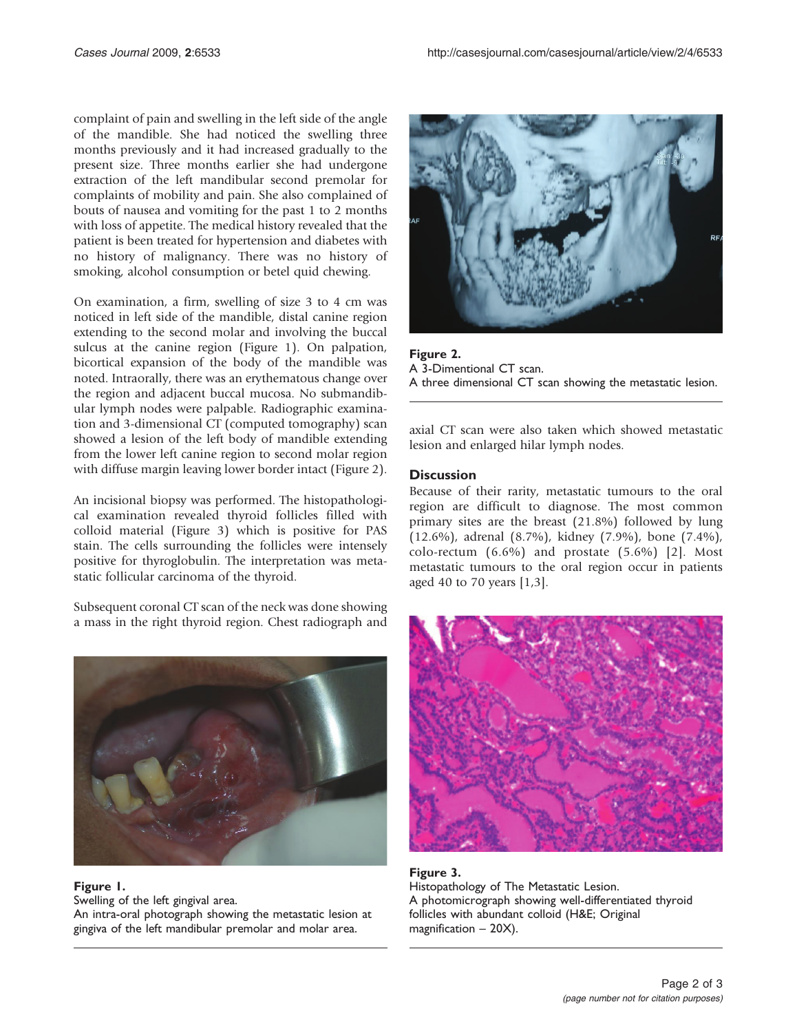complaint of pain and swelling in the left side of the angle of the mandible. She had noticed the swelling three months previously and it had increased gradually to the present size. Three months earlier she had undergone extraction of the left mandibular second premolar for complaints of mobility and pain. She also complained of bouts of nausea and vomiting for the past 1 to 2 months with loss of appetite. The medical history revealed that the patient is been treated for hypertension and diabetes with no history of malignancy. There was no history of smoking, alcohol consumption or betel quid chewing.

On examination, a firm, swelling of size 3 to 4 cm was noticed in left side of the mandible, distal canine region extending to the second molar and involving the buccal sulcus at the canine region (Figure 1). On palpation, bicortical expansion of the body of the mandible was noted. Intraorally, there was an erythematous change over the region and adjacent buccal mucosa. No submandibular lymph nodes were palpable. Radiographic examination and 3-dimensional CT (computed tomography) scan showed a lesion of the left body of mandible extending from the lower left canine region to second molar region with diffuse margin leaving lower border intact (Figure 2).

An incisional biopsy was performed. The histopathological examination revealed thyroid follicles filled with colloid material (Figure 3) which is positive for PAS stain. The cells surrounding the follicles were intensely positive for thyroglobulin. The interpretation was metastatic follicular carcinoma of the thyroid.

Subsequent coronal CT scan of the neck was done showing a mass in the right thyroid region. Chest radiograph and axial CT scan were also taken which showed metastatic lesion and enlarged hilar lymph nodes.

**Figure 1.**
Swelling of the left gingival area.
An intra-oral photograph showing the metastatic lesion at gingiva of the left mandibular premolar and molar area.

**Figure 2.**
A 3-Dimentional CT scan.
A three dimensional CT scan showing the metastatic lesion.

## Discussion

Because of their rarity, metastatic tumours to the oral region are difficult to diagnose. The most common primary sites are the breast (21.8%) followed by lung (12.6%), adrenal (8.7%), kidney (7.9%), bone (7.4%), colo-rectum (6.6%) and prostate (5.6%) [2]. Most metastatic tumours to the oral region occur in patients aged 40 to 70 years [1,3].

**Figure 3.**
Histopathology of The Metastatic Lesion.
A photomicrograph showing well-differentiated thyroid follicles with abundant colloid (H&E; Original magnification – 20X).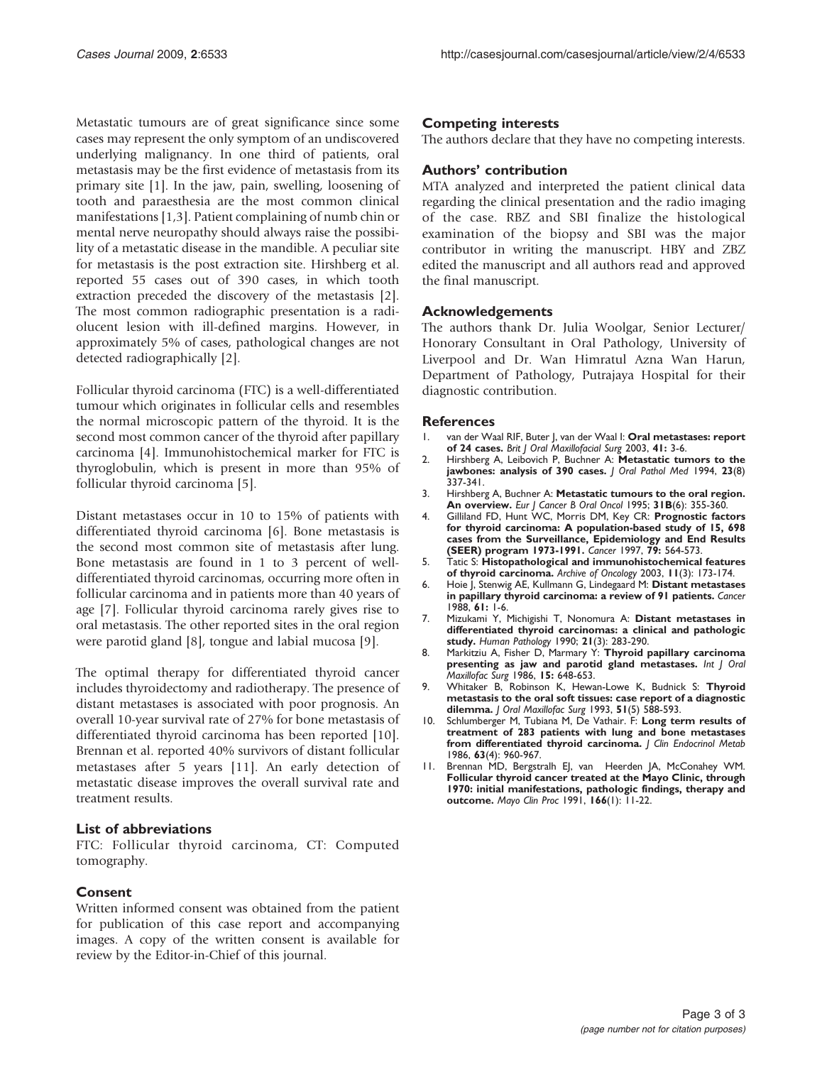Metastatic tumours are of great significance since some cases may represent the only symptom of an undiscovered underlying malignancy. In one third of patients, oral metastasis may be the first evidence of metastasis from its primary site [1]. In the jaw, pain, swelling, loosening of tooth and paraesthesia are the most common clinical manifestations [1,3]. Patient complaining of numb chin or mental nerve neuropathy should always raise the possibility of a metastatic disease in the mandible. A peculiar site for metastasis is the post extraction site. Hirshberg et al. reported 55 cases out of 390 cases, in which tooth extraction preceded the discovery of the metastasis [2]. The most common radiographic presentation is a radiolucent lesion with ill-defined margins. However, in approximately 5% of cases, pathological changes are not detected radiographically [2].

Follicular thyroid carcinoma (FTC) is a well-differentiated tumour which originates in follicular cells and resembles the normal microscopic pattern of the thyroid. It is the second most common cancer of the thyroid after papillary carcinoma [4]. Immunohistochemical marker for FTC is thyroglobulin, which is present in more than 95% of follicular thyroid carcinoma [5].

Distant metastases occur in 10 to 15% of patients with differentiated thyroid carcinoma [6]. Bone metastasis is the second most common site of metastasis after lung. Bone metastasis are found in 1 to 3 percent of well-differentiated thyroid carcinomas, occurring more often in follicular carcinoma and in patients more than 40 years of age [7]. Follicular thyroid carcinoma rarely gives rise to oral metastasis. The other reported sites in the oral region were parotid gland [8], tongue and labial mucosa [9].

The optimal therapy for differentiated thyroid cancer includes thyroidectomy and radiotherapy. The presence of distant metastases is associated with poor prognosis. An overall 10-year survival rate of 27% for bone metastasis of differentiated thyroid carcinoma has been reported [10]. Brennan et al. reported 40% survivors of distant follicular metastases after 5 years [11]. An early detection of metastatic disease improves the overall survival rate and treatment results.

## List of abbreviations

FTC: Follicular thyroid carcinoma, CT: Computed tomography.

## Consent

Written informed consent was obtained from the patient for publication of this case report and accompanying images. A copy of the written consent is available for review by the Editor-in-Chief of this journal.

## Competing interests

The authors declare that they have no competing interests.

## Authors' contribution

MTA analyzed and interpreted the patient clinical data regarding the clinical presentation and the radio imaging of the case. RBZ and SBI finalize the histological examination of the biopsy and SBI was the major contributor in writing the manuscript. HBY and ZBZ edited the manuscript and all authors read and approved the final manuscript.

## Acknowledgements

The authors thank Dr. Julia Woolgar, Senior Lecturer/ Honorary Consultant in Oral Pathology, University of Liverpool and Dr. Wan Himratul Azna Wan Harun, Department of Pathology, Putrajaya Hospital for their diagnostic contribution.

## References

1. van der Waal RIF, Buter J, van der Waal I: **Oral metastases: report of 24 cases.** *Brit J Oral Maxillofacial Surg* 2003, **41:** 3-6.
2. Hirshberg A, Leibovich P, Buchner A: **Metastatic tumors to the jawbones: analysis of 390 cases.** *J Oral Pathol Med* 1994, **23**(8) 337-341.
3. Hirshberg A, Buchner A: **Metastatic tumours to the oral region. An overview.** *Eur J Cancer B Oral Oncol* 1995; **31B**(6): 355-360.
4. Gilliland FD, Hunt WC, Morris DM, Key CR: **Prognostic factors for thyroid carcinoma: A population-based study of 15, 698 cases from the Surveillance, Epidemiology and End Results (SEER) program 1973-1991.** *Cancer* 1997, **79:** 564-573.
5. Tatic S: **Histopathological and immunohistochemical features of thyroid carcinoma.** *Archive of Oncology* 2003, **11**(3): 173-174.
6. Hoie J, Stenwig AE, Kullmann G, Lindegaard M: **Distant metastases in papillary thyroid carcinoma: a review of 91 patients.** *Cancer* 1988, **61:** 1-6.
7. Mizukami Y, Michigishi T, Nonomura A: **Distant metastases in differentiated thyroid carcinomas: a clinical and pathologic study.** *Human Pathology* 1990; **21**(3): 283-290.
8. Markitziu A, Fisher D, Marmary Y: **Thyroid papillary carcinoma presenting as jaw and parotid gland metastases.** *Int J Oral Maxillofac Surg* 1986, **15:** 648-653.
9. Whitaker B, Robinson K, Hewan-Lowe K, Budnick S: **Thyroid metastasis to the oral soft tissues: case report of a diagnostic dilemma.** *J Oral Maxillofac Surg* 1993, **51**(5) 588-593.
10. Schlumberger M, Tubiana M, De Vathair. F: **Long term results of treatment of 283 patients with lung and bone metastases from differentiated thyroid carcinoma.** *J Clin Endocrinol Metab* 1986, **63**(4): 960-967.
11. Brennan MD, Bergstralh EJ, van Heerden JA, McConahey WM. **Follicular thyroid cancer treated at the Mayo Clinic, through 1970: initial manifestations, pathologic findings, therapy and outcome.** *Mayo Clin Proc* 1991, **166**(1): 11-22.